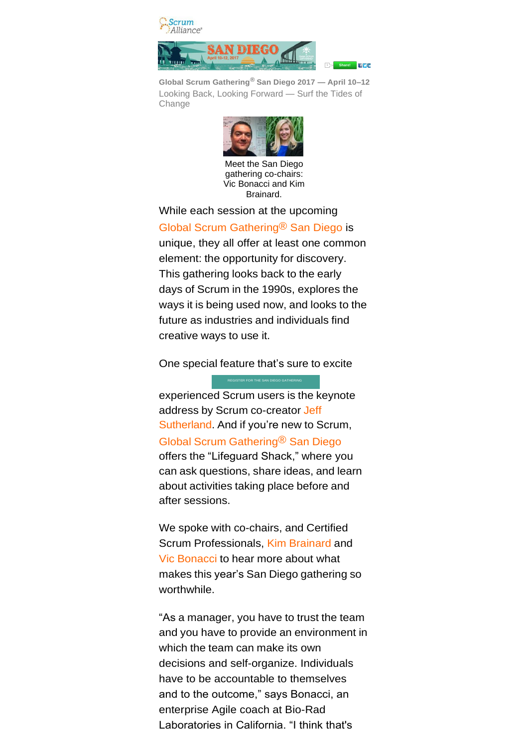Scrum Alliance®

Global Scrum Gathering® San Diego 2017 — April 10–12

Looking Back, Looking Forward — Surf the Tides of Change

Meet the San Diego gathering co-chairs: Vic Bonacci and Kim Brainard.

While each session at the upcoming Global Scrum Gathering® San Diego is unique, they all offer at least one common element: the opportunity for discovery. This gathering looks back to the early days of Scrum in the 1990s, explores the ways it is being used now, and looks to the future as industries and individuals find creative ways to use it.

One special feature that's sure to excite experienced Scrum users is the keynote address by Scrum co-creator Jeff Sutherland. And if you're new to Scrum, Global Scrum Gathering® San Diego offers the "Lifeguard Shack," where you can ask questions, share ideas, and learn about activities taking place before and after sessions.

REGISTER FOR THE SAN DIEGO GATHERING

We spoke with co-chairs, and Certified Scrum Professionals, Kim Brainard and Vic Bonacci to hear more about what makes this year's San Diego gathering so worthwhile.

"As a manager, you have to trust the team and you have to provide an environment in which the team can make its own decisions and self-organize. Individuals have to be accountable to themselves and to the outcome," says Bonacci, an enterprise Agile coach at Bio-Rad Laboratories in California. "I think that's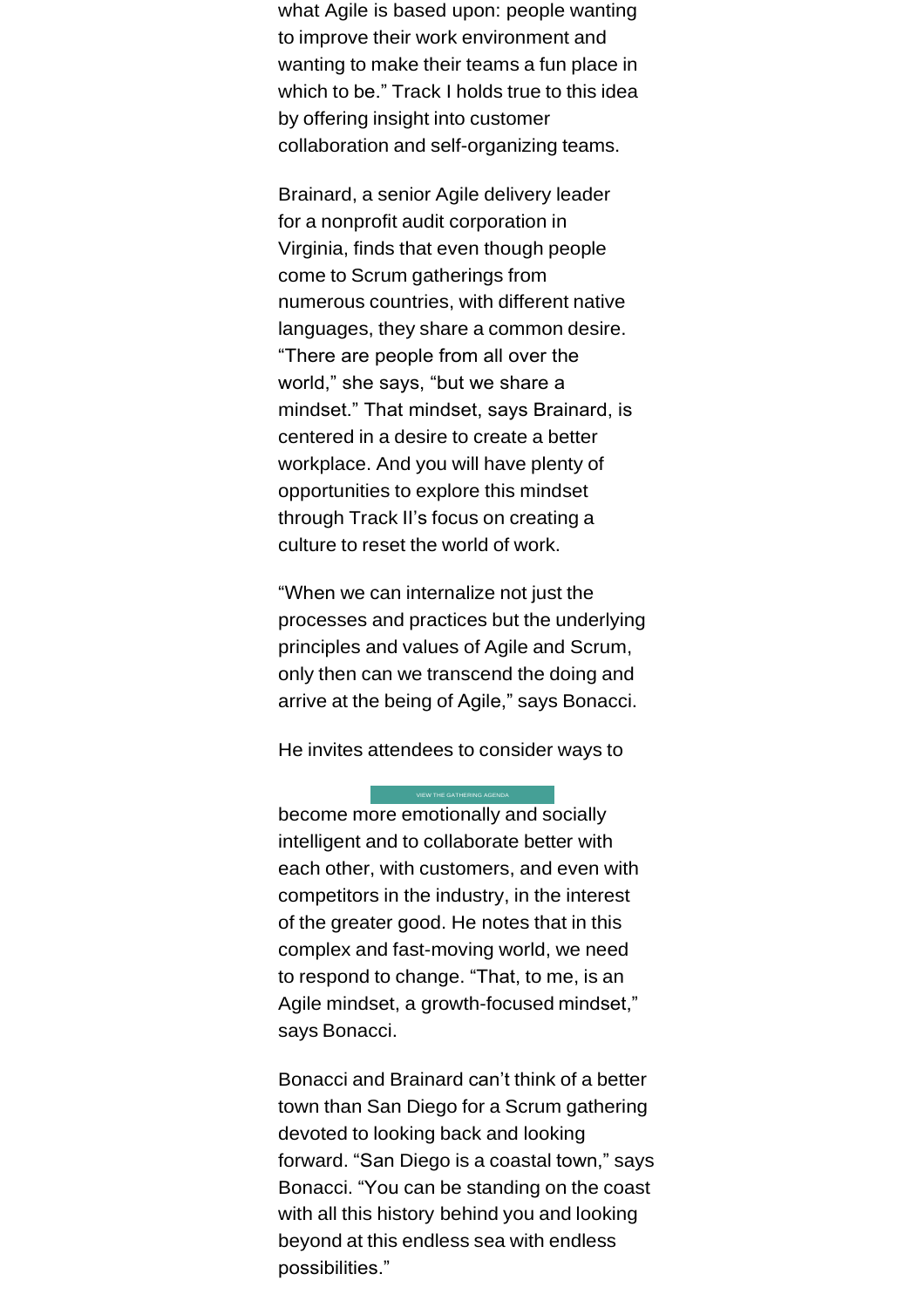what Agile is based upon: people wanting to improve their work environment and wanting to make their teams a fun place in which to be." Track I holds true to this idea by offering insight into customer collaboration and self-organizing teams.

Brainard, a senior Agile delivery leader for a nonprofit audit corporation in Virginia, finds that even though people come to Scrum gatherings from numerous countries, with different native languages, they share a common desire. "There are people from all over the world," she says, "but we share a mindset." That mindset, says Brainard, is centered in a desire to create a better workplace. And you will have plenty of opportunities to explore this mindset through Track II's focus on creating a culture to reset the world of work.

"When we can internalize not just the processes and practices but the underlying principles and values of Agile and Scrum, only then can we transcend the doing and arrive at the being of Agile," says Bonacci.

He invites attendees to consider ways to

VIEW THE GATHERING AGENDA

become more emotionally and socially intelligent and to collaborate better with each other, with customers, and even with competitors in the industry, in the interest of the greater good. He notes that in this complex and fast-moving world, we need to respond to change. "That, to me, is an Agile mindset, a growth-focused mindset," says Bonacci.

Bonacci and Brainard can't think of a better town than San Diego for a Scrum gathering devoted to looking back and looking forward. "San Diego is a coastal town," says Bonacci. "You can be standing on the coast with all this history behind you and looking beyond at this endless sea with endless possibilities."